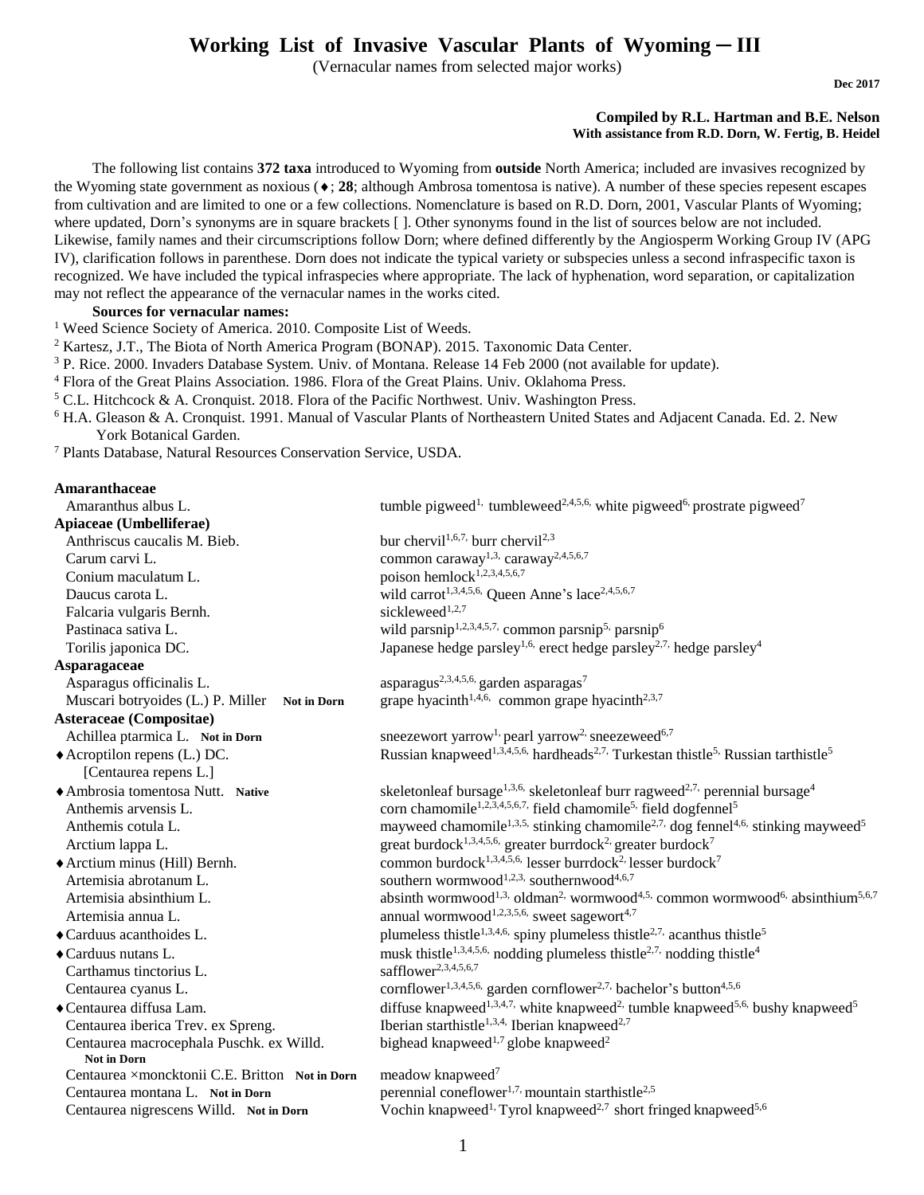# Working List of Invasive Vascular Plants of Wyoming ─ III

(Vernacular names from selected major works)

**Dec 2017**

**Compiled by R.L. Hartman and B.E. Nelson**
**With assistance from R.D. Dorn, W. Fertig, B. Heidel**

The following list contains **372 taxa** introduced to Wyoming from **outside** North America; included are invasives recognized by the Wyoming state government as noxious (♦; **28**; although Ambrosa tomentosa is native). A number of these species repesent escapes from cultivation and are limited to one or a few collections. Nomenclature is based on R.D. Dorn, 2001, Vascular Plants of Wyoming; where updated, Dorn's synonyms are in square brackets [ ]. Other synonyms found in the list of sources below are not included. Likewise, family names and their circumscriptions follow Dorn; where defined differently by the Angiosperm Working Group IV (APG IV), clarification follows in parenthese. Dorn does not indicate the typical variety or subspecies unless a second infraspecific taxon is recognized. We have included the typical infraspecies where appropriate. The lack of hyphenation, word separation, or capitalization may not reflect the appearance of the vernacular names in the works cited.

**Sources for vernacular names:**

[1] Weed Science Society of America. 2010. Composite List of Weeds.
[2] Kartesz, J.T., The Biota of North America Program (BONAP). 2015. Taxonomic Data Center.
[3] P. Rice. 2000. Invaders Database System. Univ. of Montana. Release 14 Feb 2000 (not available for update).
[4] Flora of the Great Plains Association. 1986. Flora of the Great Plains. Univ. Oklahoma Press.
[5] C.L. Hitchcock & A. Cronquist. 2018. Flora of the Pacific Northwest. Univ. Washington Press.
[6] H.A. Gleason & A. Cronquist. 1991. Manual of Vascular Plants of Northeastern United States and Adjacent Canada. Ed. 2. New York Botanical Garden.
[7] Plants Database, Natural Resources Conservation Service, USDA.

**Amaranthaceae**

| Taxon | Vernacular names |
|---|---|
| Amaranthus albus L. | tumble pigweed[1], tumbleweed[2,4,5,6], white pigweed[6], prostrate pigweed[7] |

**Apiaceae (Umbelliferae)**

| Taxon | Vernacular names |
|---|---|
| Anthriscus caucalis M. Bieb. | bur chervil[1,6,7], burr chervil[2,3] |
| Carum carvi L. | common caraway[1,3], caraway[2,4,5,6,7] |
| Conium maculatum L. | poison hemlock[1,2,3,4,5,6,7] |
| Daucus carota L. | wild carrot[1,3,4,5,6], Queen Anne's lace[2,4,5,6,7] |
| Falcaria vulgaris Bernh. | sickleweed[1,2,7] |
| Pastinaca sativa L. | wild parsnip[1,2,3,4,5,7], common parsnip[5], parsnip[6] |
| Torilis japonica DC. | Japanese hedge parsley[1,6], erect hedge parsley[2,7], hedge parsley[4] |

**Asparagaceae**

| Taxon | Vernacular names |
|---|---|
| Asparagus officinalis L. | asparagus[2,3,4,5,6], garden asparagas[7] |
| Muscari botryoides (L.) P. Miller **Not in Dorn** | grape hyacinth[1,4,6], common grape hyacinth[2,3,7] |

**Asteraceae (Compositae)**

| Taxon | Vernacular names |
|---|---|
| Achillea ptarmica L. **Not in Dorn** | sneezewort yarrow[1], pearl yarrow[2], sneezeweed[6,7] |
| ♦Acroptilon repens (L.) DC. [Centaurea repens L.] | Russian knapweed[1,3,4,5,6], hardheads[2,7], Turkestan thistle[5], Russian tarthistle[5] |
| ♦Ambrosia tomentosa Nutt. **Native** | skeletonleaf bursage[1,3,6], skeletonleaf burr ragweed[2,7], perennial bursage[4] |
| Anthemis arvensis L. | corn chamomile[1,2,3,4,5,6,7], field chamomile[5], field dogfennel[5] |
| Anthemis cotula L. | mayweed chamomile[1,3,5], stinking chamomile[2,7], dog fennel[4,6], stinking mayweed[5] |
| Arctium lappa L. | great burdock[1,3,4,5,6], greater burrdock[2], greater burdock[7] |
| ♦Arctium minus (Hill) Bernh. | common burdock[1,3,4,5,6], lesser burrdock[2], lesser burdock[7] |
| Artemisia abrotanum L. | southern wormwood[1,2,3], southernwood[4,6,7] |
| Artemisia absinthium L. | absinth wormwood[1,3], oldman[2], wormwood[4,5], common wormwood[6], absinthium[5,6,7] |
| Artemisia annua L. | annual wormwood[1,2,3,5,6], sweet sagewort[4,7] |
| ♦Carduus acanthoides L. | plumeless thistle[1,3,4,6], spiny plumeless thistle[2,7], acanthus thistle[5] |
| ♦Carduus nutans L. | musk thistle[1,3,4,5,6], nodding plumeless thistle[2,7], nodding thistle[4] |
| Carthamus tinctorius L. | safflower[2,3,4,5,6,7] |
| Centaurea cyanus L. | cornflower[1,3,4,5,6], garden cornflower[2,7], bachelor's button[4,5,6] |
| ♦Centaurea diffusa Lam. | diffuse knapweed[1,3,4,7], white knapweed[2], tumble knapweed[5,6], bushy knapweed[5] |
| Centaurea iberica Trev. ex Spreng. | Iberian starthistle[1,3,4], Iberian knapweed[2,7] |
| Centaurea macrocephala Puschk. ex Willd. **Not in Dorn** | bighead knapweed[1,7] globe knapweed[2] |
| Centaurea ×moncktonii C.E. Britton **Not in Dorn** | meadow knapweed[7] |
| Centaurea montana L. **Not in Dorn** | perennial coneflower[1,7], mountain starthistle[2,5] |
| Centaurea nigrescens Willd. **Not in Dorn** | Vochin knapweed[1], Tyrol knapweed[2,7] short fringed knapweed[5,6] |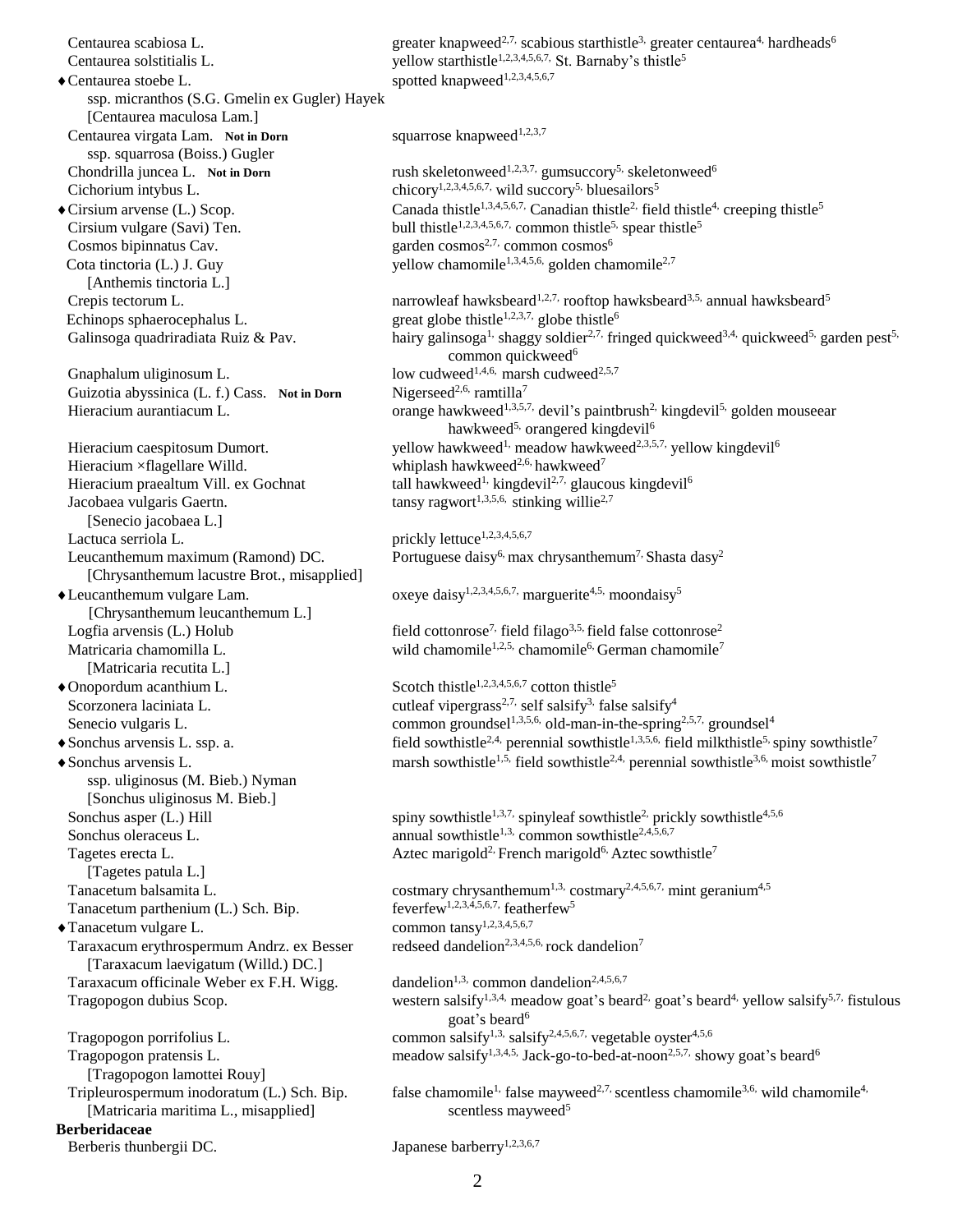| Scientific name | Common names |
|---|---|
| Centaurea scabiosa L. | greater knapweed[2,7], scabious starthistle[3], greater centaurea[4], hardheads[6] |
| Centaurea solstitialis L. | yellow starthistle[1,2,3,4,5,6,7], St. Barnaby's thistle[5] |
| ♦Centaurea stoebe L. ssp. micranthos (S.G. Gmelin ex Gugler) Hayek [Centaurea maculosa Lam.] | spotted knapweed[1,2,3,4,5,6,7] |
| Centaurea virgata Lam. **Not in Dorn** ssp. squarrosa (Boiss.) Gugler | squarrose knapweed[1,2,3,7] |
| Chondrilla juncea L. **Not in Dorn** | rush skeletonweed[1,2,3,7], gumsuccory[5], skeletonweed[6] |
| Cichorium intybus L. | chicory[1,2,3,4,5,6,7], wild succory[5], bluesailors[5] |
| ♦Cirsium arvense (L.) Scop. | Canada thistle[1,3,4,5,6,7], Canadian thistle[2], field thistle[4], creeping thistle[5] |
| Cirsium vulgare (Savi) Ten. | bull thistle[1,2,3,4,5,6,7], common thistle[5], spear thistle[5] |
| Cosmos bipinnatus Cav. | garden cosmos[2,7], common cosmos[6] |
| Cota tinctoria (L.) J. Guy [Anthemis tinctoria L.] | yellow chamomile[1,3,4,5,6], golden chamomile[2,7] |
| Crepis tectorum L. | narrowleaf hawksbeard[1,2,7], rooftop hawksbeard[3,5], annual hawksbeard[5] |
| Echinops sphaerocephalus L. | great globe thistle[1,2,3,7], globe thistle[6] |
| Galinsoga quadriradiata Ruiz & Pav. | hairy galinsoga[1], shaggy soldier[2,7], fringed quickweed[3,4], quickweed[5], garden pest[5], common quickweed[6] |
| Gnaphalum uliginosum L. | low cudweed[1,4,6], marsh cudweed[2,5,7] |
| Guizotia abyssinica (L. f.) Cass. **Not in Dorn** | Nigerseed[2,6], ramtilla[7] |
| Hieracium aurantiacum L. | orange hawkweed[1,3,5,7], devil's paintbrush[2], kingdevil[5], golden mouseear hawkweed[5], orangered kingdevil[6] |
| Hieracium caespitosum Dumort. | yellow hawkweed[1], meadow hawkweed[2,3,5,7], yellow kingdevil[6] |
| Hieracium ×flagellare Willd. | whiplash hawkweed[2,6], hawkweed[7] |
| Hieracium praealtum Vill. ex Gochnat | tall hawkweed[1], kingdevil[2,7], glaucous kingdevil[6] |
| Jacobaea vulgaris Gaertn. [Senecio jacobaea L.] | tansy ragwort[1,3,5,6], stinking willie[2,7] |
| Lactuca serriola L. | prickly lettuce[1,2,3,4,5,6,7] |
| Leucanthemum maximum (Ramond) DC. [Chrysanthemum lacustre Brot., misapplied] | Portuguese daisy[6], max chrysanthemum[7], Shasta dasy[2] |
| ♦Leucanthemum vulgare Lam. [Chrysanthemum leucanthemum L.] | oxeye daisy[1,2,3,4,5,6,7], marguerite[4,5], moondaisy[5] |
| Logfia arvensis (L.) Holub | field cottonrose[7], field filago[3,5], field false cottonrose[2] |
| Matricaria chamomilla L. [Matricaria recutita L.] | wild chamomile[1,2,5], chamomile[6], German chamomile[7] |
| ♦Onopordum acanthium L. | Scotch thistle[1,2,3,4,5,6,7] cotton thistle[5] |
| Scorzonera laciniata L. | cutleaf vipergrass[2,7], self salsify[3], false salsify[4] |
| Senecio vulgaris L. | common groundsel[1,3,5,6], old-man-in-the-spring[2,5,7], groundsel[4] |
| ♦Sonchus arvensis L. ssp. a. | field sowthistle[2,4], perennial sowthistle[1,3,5,6], field milkthistle[5], spiny sowthistle[7] |
| ♦Sonchus arvensis L. ssp. uliginosus (M. Bieb.) Nyman [Sonchus uliginosus M. Bieb.] | marsh sowthistle[1,5], field sowthistle[2,4], perennial sowthistle[3,6], moist sowthistle[7] |
| Sonchus asper (L.) Hill | spiny sowthistle[1,3,7], spinyleaf sowthistle[2], prickly sowthistle[4,5,6] |
| Sonchus oleraceus L. | annual sowthistle[1,3], common sowthistle[2,4,5,6,7] |
| Tagetes erecta L. [Tagetes patula L.] | Aztec marigold[2], French marigold[6], Aztec sowthistle[7] |
| Tanacetum balsamita L. | costmary chrysanthemum[1,3], costmary[2,4,5,6,7], mint geranium[4,5] |
| Tanacetum parthenium (L.) Sch. Bip. | feverfew[1,2,3,4,5,6,7], featherfew[5] |
| ♦Tanacetum vulgare L. | common tansy[1,2,3,4,5,6,7] |
| Taraxacum erythrospermum Andrz. ex Besser [Taraxacum laevigatum (Willd.) DC.] | redseed dandelion[2,3,4,5,6], rock dandelion[7] |
| Taraxacum officinale Weber ex F.H. Wigg. | dandelion[1,3], common dandelion[2,4,5,6,7] |
| Tragopogon dubius Scop. | western salsify[1,3,4], meadow goat's beard[2], goat's beard[4], yellow salsify[5,7], fistulous goat's beard[6] |
| Tragopogon porrifolius L. | common salsify[1,3], salsify[2,4,5,6,7], vegetable oyster[4,5,6] |
| Tragopogon pratensis L. [Tragopogon lamottei Rouy] | meadow salsify[1,3,4,5], Jack-go-to-bed-at-noon[2,5,7], showy goat's beard[6] |
| Tripleurospermum inodoratum (L.) Sch. Bip. [Matricaria maritima L., misapplied] | false chamomile[1], false mayweed[2,7], scentless chamomile[3,6], wild chamomile[4], scentless mayweed[5] |
| **Berberidaceae** | |
| Berberis thunbergii DC. | Japanese barberry[1,2,3,6,7] |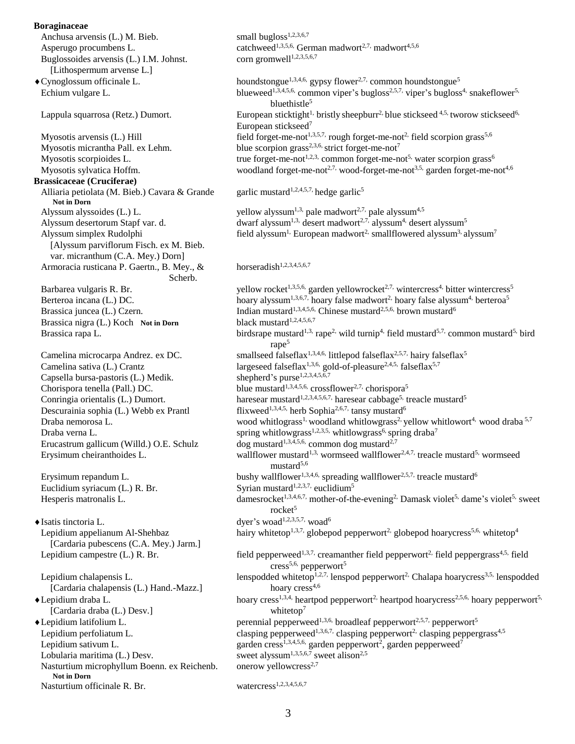**Boraginaceae**

| | |
|---|---|
| Anchusa arvensis (L.) M. Bieb. | small bugloss[1,2,3,6,7] |
| Asperugo procumbens L. | catchweed[1,3,5,6,] German madwort[2,7,] madwort[4,5,6] |
| Buglossoides arvensis (L.) I.M. Johnst. [Lithospermum arvense L.] | corn gromwell[1,2,3,5,6,7] |
| ♦Cynoglossum officinale L. | houndstongue[1,3,4,6,] gypsy flower[2,7,] common houndstongue[5] |
| Echium vulgare L. | blueweed[1,3,4,5,6,] common viper's bugloss[2,5,7,] viper's bugloss[4,] snakeflower[5,] bluethistle[5] |
| Lappula squarrosa (Retz.) Dumort. | European sticktight[1,] bristly sheepburr[2,] blue stickseed [4,5,] tworow stickseed[6,] European stickseed[7] |
| Myosotis arvensis (L.) Hill | field forget-me-not[1,3,5,7,] rough forget-me-not[2,] field scorpion grass[5,6] |
| Myosotis micrantha Pall. ex Lehm. | blue scorpion grass[2,3,6,] strict forget-me-not[7] |
| Myosotis scorpioides L. | true forget-me-not[1,2,3,] common forget-me-not[5,] water scorpion grass[6] |
| Myosotis sylvatica Hoffm. | woodland forget-me-not[2,7,] wood-forget-me-not[3,5,] garden forget-me-not[4,6] |

**Brassicaceae (Cruciferae)**

| | |
|---|---|
| Alliaria petiolata (M. Bieb.) Cavara & Grande **Not in Dorn** | garlic mustard[1,2,4,5,7,] hedge garlic[5] |
| Alyssum alyssoides (L.) L. | yellow alyssum[1,3,] pale madwort[2,7,] pale alyssum[4,5] |
| Alyssum desertorum Stapf var. d. | dwarf alyssum[1,3,] desert madwort[2,7,] alyssum[4,] desert alyssum[5] |
| Alyssum simplex Rudolphi [Alyssum parviflorum Fisch. ex M. Bieb. var. micranthum (C.A. Mey.) Dorn] | field alyssum[1,] European madwort[2,] smallflowered alyssum[3,] alyssum[7] |
| Armoracia rusticana P. Gaertn., B. Mey., & Scherb. | horseradish[1,2,3,4,5,6,7] |
| Barbarea vulgaris R. Br. | yellow rocket[1,3,5,6,] garden yellowrocket[2,7,] wintercress[4,] bitter wintercress[5] |
| Berteroa incana (L.) DC. | hoary alyssum[1,3,6,7,] hoary false madwort[2,] hoary false alyssum[4,] berteroa[5] |
| Brassica juncea (L.) Czern. | Indian mustard[1,3,4,5,6,] Chinese mustard[2,5,6,] brown mustard[6] |
| Brassica nigra (L.) Koch **Not in Dorn** | black mustard[1,2,4,5,6,7] |
| Brassica rapa L. | birdsrape mustard[1,3,] rape[2,] wild turnip[4,] field mustard[5,7,] common mustard[5,] bird rape[5] |
| Camelina microcarpa Andrez. ex DC. | smallseed falseflax[1,3,4,6,] littlepod falseflax[2,5,7,] hairy falseflax[5] |
| Camelina sativa (L.) Crantz | largeseed falseflax[1,3,6,] gold-of-pleasure[2,4,5,] falseflax[5,7] |
| Capsella bursa-pastoris (L.) Medik. | shepherd's purse[1,2,3,4,5,6,7] |
| Chorispora tenella (Pall.) DC. | blue mustard[1,3,4,5,6,] crossflower[2,7,] chorispora[5] |
| Conringia orientalis (L.) Dumort. | haresear mustard[1,2,3,4,5,6,7,] haresear cabbage[5,] treacle mustard[5] |
| Descurainia sophia (L.) Webb ex Prantl | flixweed[1,3,4,5,] herb Sophia[2,6,7,] tansy mustard[6] |
| Draba nemorosa L. | wood whitlograss[1,] woodland whitlowgrass[2,] yellow whitlowort[4,] wood draba [5,7] |
| Draba verna L. | spring whitlowgrass[1,2,3,5,] whitlowgrass[6,] spring draba[7] |
| Erucastrum gallicum (Willd.) O.E. Schulz | dog mustard[1,3,4,5,6,] common dog mustard[2,7] |
| Erysimum cheiranthoides L. | wallflower mustard[1,3,] wormseed wallflower[2,4,7,] treacle mustard[5,] wormseed mustard[5,6] |
| Erysimum repandum L. | bushy wallflower[1,3,4,6,] spreading wallflower[2,5,7,] treacle mustard[6] |
| Euclidium syriacum (L.) R. Br. | Syrian mustard[1,2,3,7,] euclidium[5] |
| Hesperis matronalis L. | damesrocket[1,3,4,6,7,] mother-of-the-evening[2,] Damask violet[5,] dame's violet[5,] sweet rocket[5] |
| ♦Isatis tinctoria L. | dyer's woad[1,2,3,5,7,] woad[6] |
| Lepidium appelianum Al-Shehbaz [Cardaria pubescens (C.A. Mey.) Jarm.] | hairy whitetop[1,3,7,] globepod pepperwort[2,] globepod hoarycress[5,6,] whitetop[4] |
| Lepidium campestre (L.) R. Br. | field pepperweed[1,3,7,] creamanther field pepperwort[2,] field peppergrass[4,5,] field cress[5,6,] pepperwort[5] |
| Lepidium chalapensis L. [Cardaria chalapensis (L.) Hand.-Mazz.] | lenspodded whitetop[1,2,7,] lenspod pepperwort[2,] Chalapa hoarycress[3,5,] lenspodded hoary cress[4,6] |
| ♦Lepidium draba L. [Cardaria draba (L.) Desv.] | hoary cress[1,3,4,] heartpod pepperwort[2,] heartpod hoarycress[2,5,6,] hoary pepperwort[5,] whitetop[7] |
| ♦Lepidium latifolium L. | perennial pepperweed[1,3,6,] broadleaf pepperwort[2,5,7,] pepperwort[5] |
| Lepidium perfoliatum L. | clasping pepperweed[1,3,6,7,] clasping pepperwort[2,] clasping peppergrass[4,5] |
| Lepidium sativum L. | garden cress[1,3,4,5,6,] garden pepperwort[2], garden pepperweed[7] |
| Lobularia maritima (L.) Desv. | sweet alyssum[1,3,5,6,7] sweet alison[2,5] |
| Nasturtium microphyllum Boenn. ex Reichenb. **Not in Dorn** | onerow yellowcress[2,7] |
| Nasturtium officinale R. Br. | watercress[1,2,3,4,5,6,7] |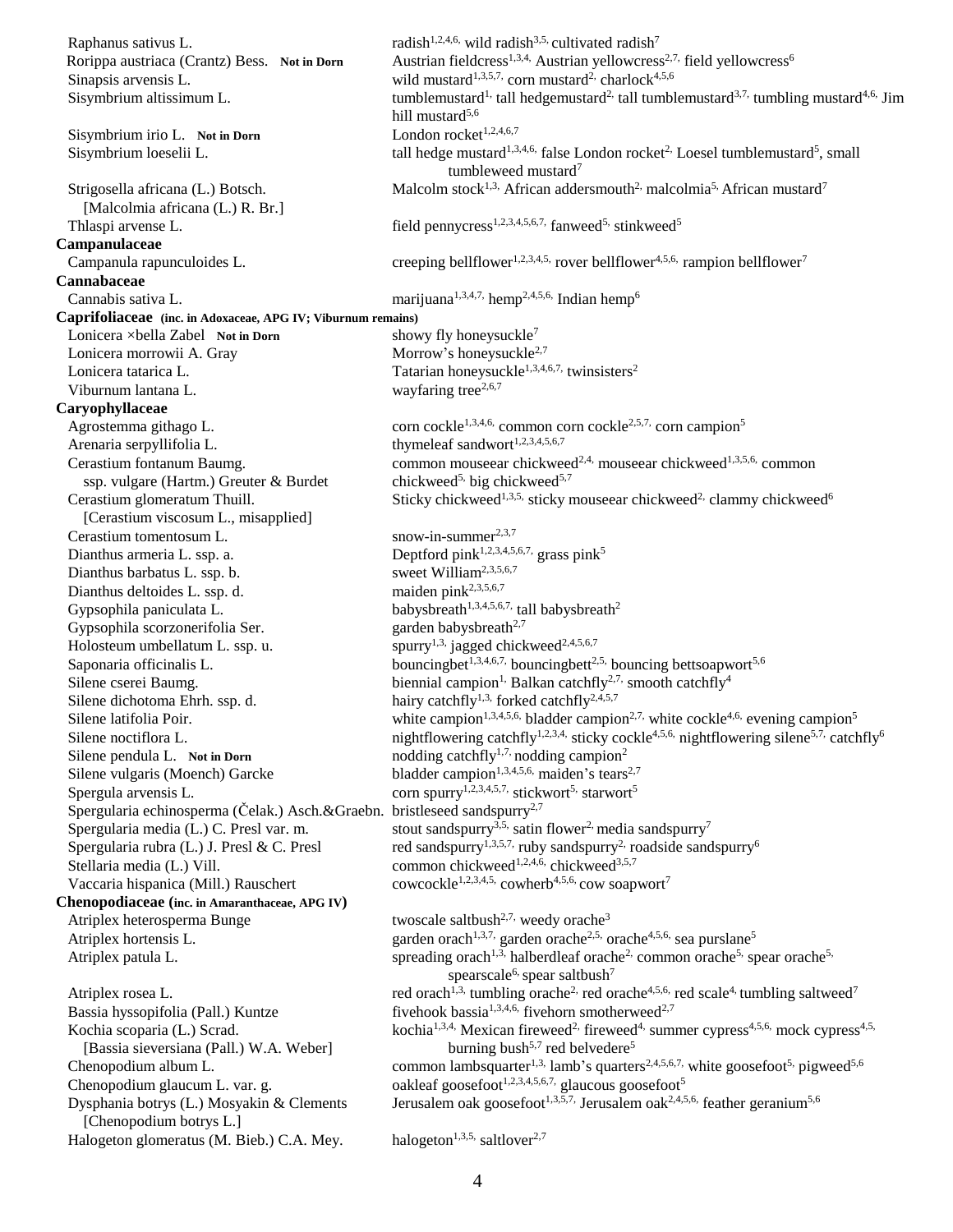| | |
|---|---|
| Raphanus sativus L. | radish[1,2,4,6,] wild radish[3,5,] cultivated radish[7] |
| Rorippa austriaca (Crantz) Bess. **Not in Dorn** | Austrian fieldcress[1,3,4,] Austrian yellowcress[2,7,] field yellowcress[6] |
| Sinapsis arvensis L. | wild mustard[1,3,5,7,] corn mustard[2,] charlock[4,5,6] |
| Sisymbrium altissimum L. | tumblemustard[1,] tall hedgemustard[2,] tall tumblemustard[3,7,] tumbling mustard[4,6,] Jim hill mustard[5,6] |
| Sisymbrium irio L. **Not in Dorn** | London rocket[1,2,4,6,7] |
| Sisymbrium loeselii L. | tall hedge mustard[1,3,4,6,] false London rocket[2,] Loesel tumblemustard[5], small tumbleweed mustard[7] |
| Strigosella africana (L.) Botsch. [Malcolmia africana (L.) R. Br.] | Malcolm stock[1,3,] African addersmouth[2,] malcolmia[5,] African mustard[7] |
| Thlaspi arvense L. | field pennycress[1,2,3,4,5,6,7,] fanweed[5,] stinkweed[5] |
| **Campanulaceae** | |
| Campanula rapunculoides L. | creeping bellflower[1,2,3,4,5,] rover bellflower[4,5,6,] rampion bellflower[7] |
| **Cannabaceae** | |
| Cannabis sativa L. | marijuana[1,3,4,7,] hemp[2,4,5,6,] Indian hemp[6] |
| **Caprifoliaceae (inc. in Adoxaceae, APG IV; Viburnum remains)** | |
| Lonicera ×bella Zabel **Not in Dorn** | showy fly honeysuckle[7] |
| Lonicera morrowii A. Gray | Morrow's honeysuckle[2,7] |
| Lonicera tatarica L. | Tatarian honeysuckle[1,3,4,6,7,] twinsisters[2] |
| Viburnum lantana L. | wayfaring tree[2,6,7] |
| **Caryophyllaceae** | |
| Agrostemma githago L. | corn cockle[1,3,4,6,] common corn cockle[2,5,7,] corn campion[5] |
| Arenaria serpyllifolia L. | thymeleaf sandwort[1,2,3,4,5,6,7] |
| Cerastium fontanum Baumg. ssp. vulgare (Hartm.) Greuter & Burdet | common mouseear chickweed[2,4,] mouseear chickweed[1,3,5,6,] common chickweed[5,] big chickweed[5,7] |
| Cerastium glomeratum Thuill. [Cerastium viscosum L., misapplied] | Sticky chickweed[1,3,5,] sticky mouseear chickweed[2,] clammy chickweed[6] |
| Cerastium tomentosum L. | snow-in-summer[2,3,7] |
| Dianthus armeria L. ssp. a. | Deptford pink[1,2,3,4,5,6,7,] grass pink[5] |
| Dianthus barbatus L. ssp. b. | sweet William[2,3,5,6,7] |
| Dianthus deltoides L. ssp. d. | maiden pink[2,3,5,6,7] |
| Gypsophila paniculata L. | babysbreath[1,3,4,5,6,7,] tall babysbreath[2] |
| Gypsophila scorzonerifolia Ser. | garden babysbreath[2,7] |
| Holosteum umbellatum L. ssp. u. | spurry[1,3,] jagged chickweed[2,4,5,6,7] |
| Saponaria officinalis L. | bouncingbet[1,3,4,6,7,] bouncingbett[2,5,] bouncing bettsoapwort[5,6] |
| Silene cserei Baumg. | biennial campion[1,] Balkan catchfly[2,7,] smooth catchfly[4] |
| Silene dichotoma Ehrh. ssp. d. | hairy catchfly[1,3,] forked catchfly[2,4,5,7] |
| Silene latifolia Poir. | white campion[1,3,4,5,6,] bladder campion[2,7,] white cockle[4,6,] evening campion[5] |
| Silene noctiflora L. | nightflowering catchfly[1,2,3,4,] sticky cockle[4,5,6,] nightflowering silene[5,7,] catchfly[6] |
| Silene pendula L. **Not in Dorn** | nodding catchfly[1,7,] nodding campion[2] |
| Silene vulgaris (Moench) Garcke | bladder campion[1,3,4,5,6,] maiden's tears[2,7] |
| Spergula arvensis L. | corn spurry[1,2,3,4,5,7,] stickwort[5,] starwort[5] |
| Spergularia echinosperma (Čelak.) Asch.&Graebn. | bristleseed sandspurry[2,7] |
| Spergularia media (L.) C. Presl var. m. | stout sandspurry[3,5,] satin flower[2,] media sandspurry[7] |
| Spergularia rubra (L.) J. Presl & C. Presl | red sandspurry[1,3,5,7,] ruby sandspurry[2,] roadside sandspurry[6] |
| Stellaria media (L.) Vill. | common chickweed[1,2,4,6,] chickweed[3,5,7] |
| Vaccaria hispanica (Mill.) Rauschert | cowcockle[1,2,3,4,5,] cowherb[4,5,6,] cow soapwort[7] |
| **Chenopodiaceae (inc. in Amaranthaceae, APG IV)** | |
| Atriplex heterosperma Bunge | twoscale saltbush[2,7,] weedy orache[3] |
| Atriplex hortensis L. | garden orach[1,3,7,] garden orache[2,5,] orache[4,5,6,] sea purslane[5] |
| Atriplex patula L. | spreading orach[1,3,] halberdleaf orache[2,] common orache[5,] spear orache[5,] spearscale[6,] spear saltbush[7] |
| Atriplex rosea L. | red orach[1,3,] tumbling orache[2,] red orache[4,5,6,] red scale[4,] tumbling saltweed[7] |
| Bassia hyssopifolia (Pall.) Kuntze | fivehook bassia[1,3,4,6,] fivehorn smotherweed[2,7] |
| Kochia scoparia (L.) Scrad. [Bassia sieversiana (Pall.) W.A. Weber] | kochia[1,3,4,] Mexican fireweed[2,] fireweed[4,] summer cypress[4,5,6,] mock cypress[4,5,] burning bush[5,7] red belvedere[5] |
| Chenopodium album L. | common lambsquarter[1,3,] lamb's quarters[2,4,5,6,7,] white goosefoot[5,] pigweed[5,6] |
| Chenopodium glaucum L. var. g. | oakleaf goosefoot[1,2,3,4,5,6,7,] glaucous goosefoot[5] |
| Dysphania botrys (L.) Mosyakin & Clements [Chenopodium botrys L.] | Jerusalem oak goosefoot[1,3,5,7,] Jerusalem oak[2,4,5,6,] feather geranium[5,6] |
| Halogeton glomeratus (M. Bieb.) C.A. Mey. | halogeton[1,3,5,] saltlover[2,7] |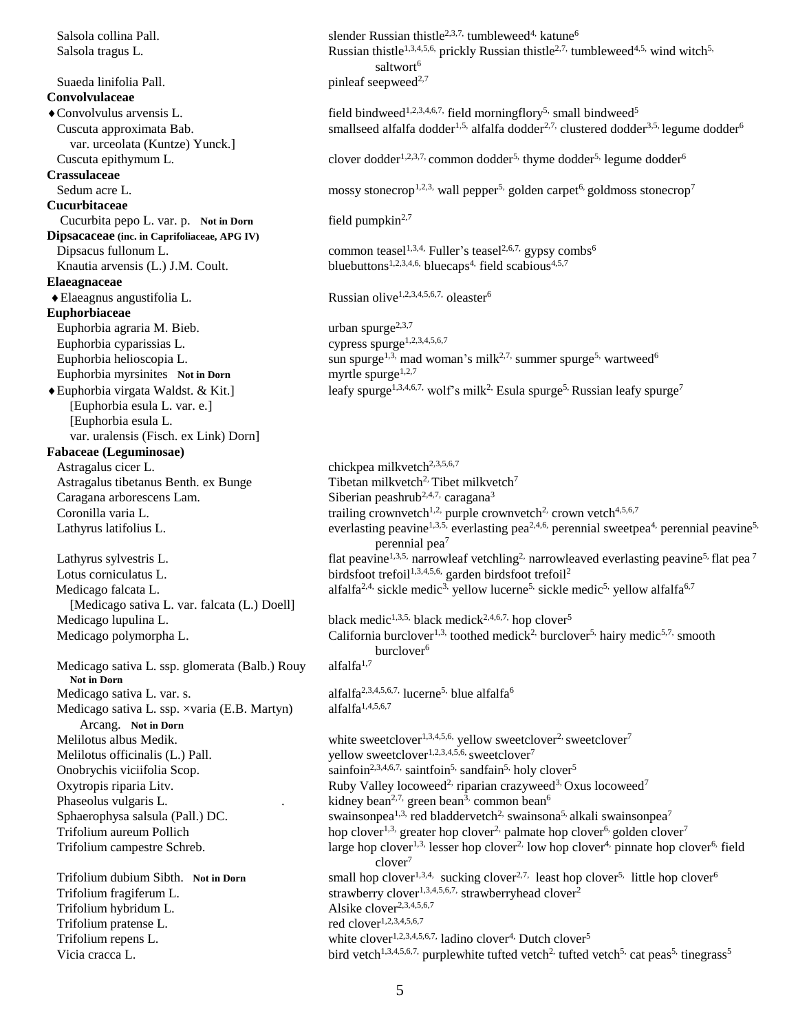| | |
|---|---|
| Salsola collina Pall. | slender Russian thistle[2,3,7,] tumbleweed[4,] katune[6] |
| Salsola tragus L. | Russian thistle[1,3,4,5,6,] prickly Russian thistle[2,7,] tumbleweed[4,5,] wind witch[5,] saltwort[6] |
| Suaeda linifolia Pall. | pinleaf seepweed[2,7] |
| **Convolvulaceae** | |
| ♦Convolvulus arvensis L. | field bindweed[1,2,3,4,6,7,] field morningflory[5,] small bindweed[5] |
| Cuscuta approximata Bab. var. urceolata (Kuntze) Yunck.] | smallseed alfalfa dodder[1,5,] alfalfa dodder[2,7,] clustered dodder[3,5,] legume dodder[6] |
| Cuscuta epithymum L. | clover dodder[1,2,3,7,] common dodder[5,] thyme dodder[5,] legume dodder[6] |
| **Crassulaceae** | |
| Sedum acre L. | mossy stonecrop[1,2,3,] wall pepper[5,] golden carpet[6,] goldmoss stonecrop[7] |
| **Cucurbitaceae** | |
| Cucurbita pepo L. var. p. **Not in Dorn** | field pumpkin[2,7] |
| **Dipsacaceae (inc. in Caprifoliaceae, APG IV)** | |
| Dipsacus fullonum L. | common teasel[1,3,4,] Fuller's teasel[2,6,7,] gypsy combs[6] |
| Knautia arvensis (L.) J.M. Coult. | bluebuttons[1,2,3,4,6,] bluecaps[4,] field scabious[4,5,7] |
| **Elaeagnaceae** | |
| ♦Elaeagnus angustifolia L. | Russian olive[1,2,3,4,5,6,7,] oleaster[6] |
| **Euphorbiaceae** | |
| Euphorbia agraria M. Bieb. | urban spurge[2,3,7] |
| Euphorbia cyparissias L. | cypress spurge[1,2,3,4,5,6,7] |
| Euphorbia helioscopia L. | sun spurge[1,3,] mad woman's milk[2,7,] summer spurge[5,] wartweed[6] |
| Euphorbia myrsinites **Not in Dorn** | myrtle spurge[1,2,7] |
| ♦Euphorbia virgata Waldst. & Kit.] [Euphorbia esula L. var. e.] [Euphorbia esula L. var. uralensis (Fisch. ex Link) Dorn] | leafy spurge[1,3,4,6,7,] wolf's milk[2,] Esula spurge[5,] Russian leafy spurge[7] |
| **Fabaceae (Leguminosae)** | |
| Astragalus cicer L. | chickpea milkvetch[2,3,5,6,7] |
| Astragalus tibetanus Benth. ex Bunge | Tibetan milkvetch[2,] Tibet milkvetch[7] |
| Caragana arborescens Lam. | Siberian peashrub[2,4,7,] caragana[3] |
| Coronilla varia L. | trailing crownvetch[1,2,] purple crownvetch[2,] crown vetch[4,5,6,7] |
| Lathyrus latifolius L. | everlasting peavine[1,3,5,] everlasting pea[2,4,6,] perennial sweetpea[4,] perennial peavine[5,] perennial pea[7] |
| Lathyrus sylvestris L. | flat peavine[1,3,5,] narrowleaf vetchling[2,] narrowleaved everlasting peavine[5,] flat pea[7] |
| Lotus corniculatus L. | birdsfoot trefoil[1,3,4,5,6,] garden birdsfoot trefoil[2] |
| Medicago falcata L. [Medicago sativa L. var. falcata (L.) Doell] | alfalfa[2,4,] sickle medic[3,] yellow lucerne[5,] sickle medic[5,] yellow alfalfa[6,7] |
| Medicago lupulina L. | black medic[1,3,5,] black medick[2,4,6,7,] hop clover[5] |
| Medicago polymorpha L. | California burclover[1,3,] toothed medick[2,] burclover[5,] hairy medic[5,7,] smooth burclover[6] |
| Medicago sativa L. ssp. glomerata (Balb.) Rouy **Not in Dorn** | alfalfa[1,7] |
| Medicago sativa L. var. s. | alfalfa[2,3,4,5,6,7,] lucerne[5,] blue alfalfa[6] |
| Medicago sativa L. ssp. ×varia (E.B. Martyn) Arcang. **Not in Dorn** | alfalfa[1,4,5,6,7] |
| Melilotus albus Medik. | white sweetclover[1,3,4,5,6,] yellow sweetclover[2,] sweetclover[7] |
| Melilotus officinalis (L.) Pall. | yellow sweetclover[1,2,3,4,5,6,] sweetclover[7] |
| Onobrychis viciifolia Scop. | sainfoin[2,3,4,6,7,] saintfoin[5,] sandfain[5,] holy clover[5] |
| Oxytropis riparia Litv. | Ruby Valley locoweed[2,] riparian crazyweed[3,] Oxus locoweed[7] |
| Phaseolus vulgaris L. | kidney bean[2,7,] green bean[3,] common bean[6] |
| Sphaerophysa salsula (Pall.) DC. | swainsonpea[1,3,] red bladdervetch[2,] swainsona[5,] alkali swainsonpea[7] |
| Trifolium aureum Pollich | hop clover[1,3,] greater hop clover[2,] palmate hop clover[6,] golden clover[7] |
| Trifolium campestre Schreb. | large hop clover[1,3,] lesser hop clover[2,] low hop clover[4,] pinnate hop clover[6,] field clover[7] |
| Trifolium dubium Sibth. **Not in Dorn** | small hop clover[1,3,4,] sucking clover[2,7,] least hop clover[5,] little hop clover[6] |
| Trifolium fragiferum L. | strawberry clover[1,3,4,5,6,7,] strawberryhead clover[2] |
| Trifolium hybridum L. | Alsike clover[2,3,4,5,6,7] |
| Trifolium pratense L. | red clover[1,2,3,4,5,6,7] |
| Trifolium repens L. | white clover[1,2,3,4,5,6,7,] ladino clover[4,] Dutch clover[5] |
| Vicia cracca L. | bird vetch[1,3,4,5,6,7,] purplewhite tufted vetch[2,] tufted vetch[5,] cat peas[5,] tinegrass[5] |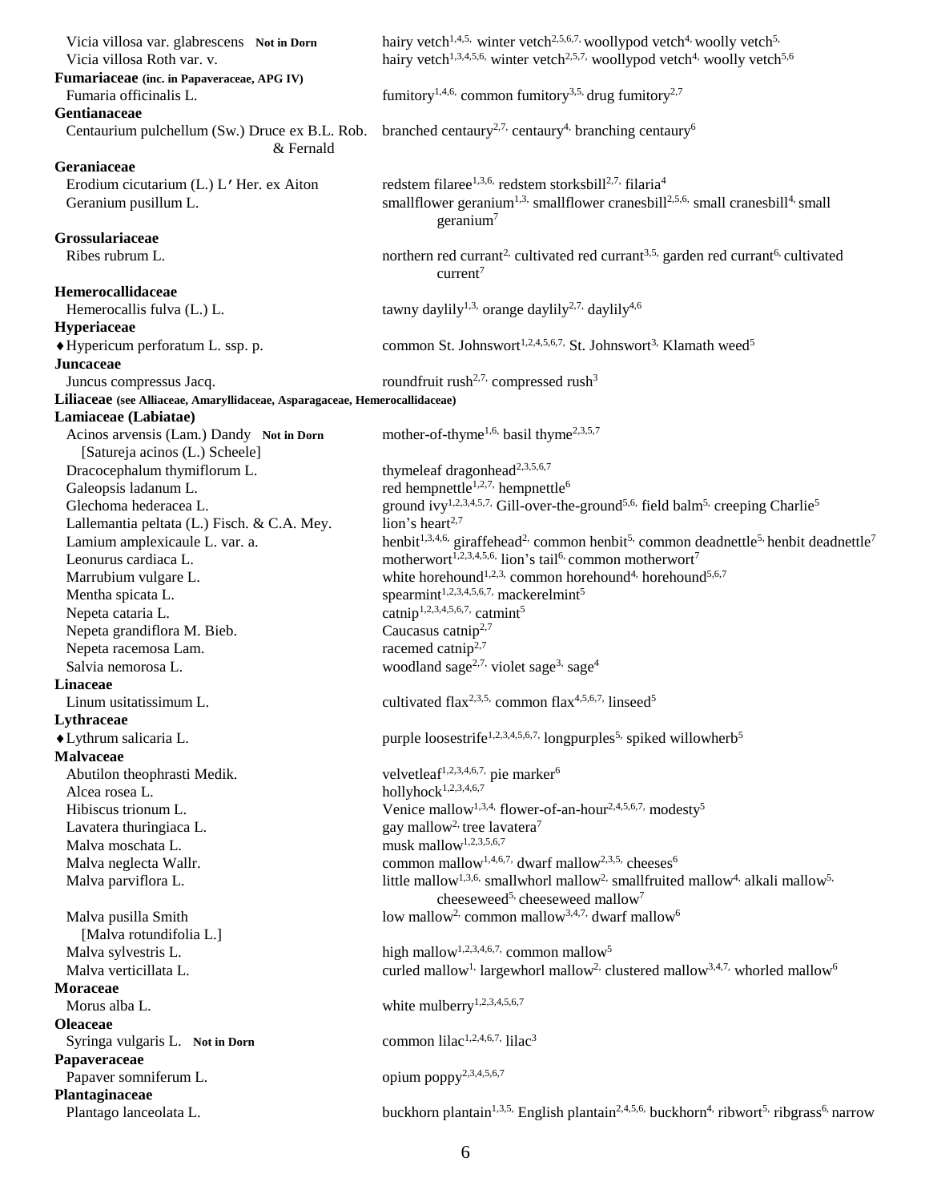| | |
|---|---|
| Vicia villosa var. glabrescens **Not in Dorn** | hairy vetch[1,4,5,] winter vetch[2,5,6,7,] woollypod vetch[4,] woolly vetch[5,] |
| Vicia villosa Roth var. v. | hairy vetch[1,3,4,5,6,] winter vetch[2,5,7,] woollypod vetch[4,] woolly vetch[5,6] |
| **Fumariaceae (inc. in Papaveraceae, APG IV)** | |
| Fumaria officinalis L. | fumitory[1,4,6,] common fumitory[3,5,] drug fumitory[2,7] |
| **Gentianaceae** | |
| Centaurium pulchellum (Sw.) Druce ex B.L. Rob. & Fernald | branched centaury[2,7,] centaury[4,] branching centaury[6] |
| **Geraniaceae** | |
| Erodium cicutarium (L.) L′Her. ex Aiton | redstem filaree[1,3,6,] redstem storksbill[2,7,] filaria[4] |
| Geranium pusillum L. | smallflower geranium[1,3,] smallflower cranesbill[2,5,6,] small cranesbill[4,] small geranium[7] |
| **Grossulariaceae** | |
| Ribes rubrum L. | northern red currant[2,] cultivated red currant[3,5,] garden red currant[6,] cultivated current[7] |
| **Hemerocallidaceae** | |
| Hemerocallis fulva (L.) L. | tawny daylily[1,3,] orange daylily[2,7,] daylily[4,6] |
| **Hyperiaceae** | |
| ♦Hypericum perforatum L. ssp. p. | common St. Johnswort[1,2,4,5,6,7,] St. Johnswort[3,] Klamath weed[5] |
| **Juncaceae** | |
| Juncus compressus Jacq. | roundfruit rush[2,7,] compressed rush[3] |
| **Liliaceae (see Alliaceae, Amaryllidaceae, Asparagaceae, Hemerocallidaceae)** | |
| **Lamiaceae (Labiatae)** | |
| Acinos arvensis (Lam.) Dandy **Not in Dorn** [Satureja acinos (L.) Scheele] | mother-of-thyme[1,6,] basil thyme[2,3,5,7] |
| Dracocephalum thymiflorum L. | thymeleaf dragonhead[2,3,5,6,7] |
| Galeopsis ladanum L. | red hempnettle[1,2,7,] hempnettle[6] |
| Glechoma hederacea L. | ground ivy[1,2,3,4,5,7,] Gill-over-the-ground[5,6,] field balm[5,] creeping Charlie[5] |
| Lallemantia peltata (L.) Fisch. & C.A. Mey. | lion's heart[2,7] |
| Lamium amplexicaule L. var. a. | henbit[1,3,4,6,] giraffehead[2,] common henbit[5,] common deadnettle[5,] henbit deadnettle[7] |
| Leonurus cardiaca L. | motherwort[1,2,3,4,5,6,] lion's tail[6,] common motherwort[7] |
| Marrubium vulgare L. | white horehound[1,2,3,] common horehound[4,] horehound[5,6,7] |
| Mentha spicata L. | spearmint[1,2,3,4,5,6,7,] mackerelmint[5] |
| Nepeta cataria L. | catnip[1,2,3,4,5,6,7,] catmint[5] |
| Nepeta grandiflora M. Bieb. | Caucasus catnip[2,7] |
| Nepeta racemosa Lam. | racemed catnip[2,7] |
| Salvia nemorosa L. | woodland sage[2,7,] violet sage[3,] sage[4] |
| **Linaceae** | |
| Linum usitatissimum L. | cultivated flax[2,3,5,] common flax[4,5,6,7,] linseed[5] |
| **Lythraceae** | |
| ♦Lythrum salicaria L. | purple loosestrife[1,2,3,4,5,6,7,] longpurples[5,] spiked willowherb[5] |
| **Malvaceae** | |
| Abutilon theophrasti Medik. | velvetleaf[1,2,3,4,6,7,] pie marker[6] |
| Alcea rosea L. | hollyhock[1,2,3,4,6,7] |
| Hibiscus trionum L. | Venice mallow[1,3,4,] flower-of-an-hour[2,4,5,6,7,] modesty[5] |
| Lavatera thuringiaca L. | gay mallow[2,] tree lavatera[7] |
| Malva moschata L. | musk mallow[1,2,3,5,6,7] |
| Malva neglecta Wallr. | common mallow[1,4,6,7,] dwarf mallow[2,3,5,] cheeses[6] |
| Malva parviflora L. | little mallow[1,3,6,] smallwhorl mallow[2,] smallfruited mallow[4,] alkali mallow[5,] cheeseweed[5,] cheeseweed mallow[7] |
| Malva pusilla Smith [Malva rotundifolia L.] | low mallow[2,] common mallow[3,4,7,] dwarf mallow[6] |
| Malva sylvestris L. | high mallow[1,2,3,4,6,7,] common mallow[5] |
| Malva verticillata L. | curled mallow[1,] largewhorl mallow[2,] clustered mallow[3,4,7,] whorled mallow[6] |
| **Moraceae** | |
| Morus alba L. | white mulberry[1,2,3,4,5,6,7] |
| **Oleaceae** | |
| Syringa vulgaris L. **Not in Dorn** | common lilac[1,2,4,6,7,] lilac[3] |
| **Papaveraceae** | |
| Papaver somniferum L. | opium poppy[2,3,4,5,6,7] |
| **Plantaginaceae** | |
| Plantago lanceolata L. | buckhorn plantain[1,3,5,] English plantain[2,4,5,6,] buckhorn[4,] ribwort[5,] ribgrass[6,] narrow |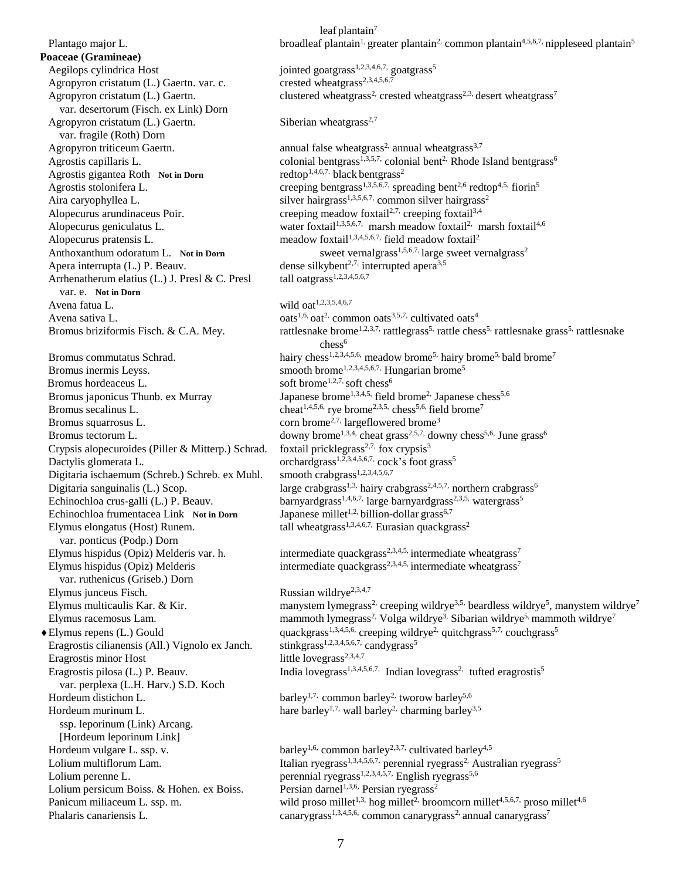| | |
|---|---|
| | leaf plantain[7] |
| Plantago major L. | broadleaf plantain[1], greater plantain[2], common plantain[4,5,6,7], nippleseed plantain[5] |
| **Poaceae (Gramineae)** | |
| Aegilops cylindrica Host | jointed goatgrass[1,2,3,4,6,7], goatgrass[5] |
| Agropyron cristatum (L.) Gaertn. var. c. | crested wheatgrass[2,3,4,5,6,7] |
| Agropyron cristatum (L.) Gaertn. var. desertorum (Fisch. ex Link) Dorn | clustered wheatgrass[2], crested wheatgrass[2,3], desert wheatgrass[7] |
| Agropyron cristatum (L.) Gaertn. var. fragile (Roth) Dorn | Siberian wheatgrass[2,7] |
| Agropyron triticeum Gaertn. | annual false wheatgrass[2], annual wheatgrass[3,7] |
| Agrostis capillaris L. | colonial bentgrass[1,3,5,7], colonial bent[2], Rhode Island bentgrass[6] |
| Agrostis gigantea Roth **Not in Dorn** | redtop[1,4,6,7], black bentgrass[2] |
| Agrostis stolonifera L. | creeping bentgrass[1,3,5,6,7], spreading bent[2,6] redtop[4,5], fiorin[5] |
| Aira caryophyllea L. | silver hairgrass[1,3,5,6,7], common silver hairgrass[2] |
| Alopecurus arundinaceus Poir. | creeping meadow foxtail[2,7], creeping foxtail[3,4] |
| Alopecurus geniculatus L. | water foxtail[1,3,5,6,7], marsh meadow foxtail[2], marsh foxtail[4,6] |
| Alopecurus pratensis L. | meadow foxtail[1,3,4,5,6,7], field meadow foxtail[2] |
| Anthoxanthum odoratum L. **Not in Dorn** | sweet vernalgrass[1,5,6,7], large sweet vernalgrass[2] |
| Apera interrupta (L.) P. Beauv. | dense silkybent[2,7], interrupted apera[3,5] |
| Arrhenatherum elatius (L.) J. Presl & C. Presl var. e. **Not in Dorn** | tall oatgrass[1,2,3,4,5,6,7] |
| Avena fatua L. | wild oat[1,2,3,5,4,6,7] |
| Avena sativa L. | oats[1,6], oat[2], common oats[3,5,7], cultivated oats[4] |
| Bromus briziformis Fisch. & C.A. Mey. | rattlesnake brome[1,2,3,7], rattlegrass[5], rattle chess[5], rattlesnake grass[5], rattlesnake chess[6] |
| Bromus commutatus Schrad. | hairy chess[1,2,3,4,5,6], meadow brome[5], hairy brome[5], bald brome[7] |
| Bromus inermis Leyss. | smooth brome[1,2,3,4,5,6,7], Hungarian brome[5] |
| Bromus hordeaceus L. | soft brome[1,2,7], soft chess[6] |
| Bromus japonicus Thunb. ex Murray | Japanese brome[1,3,4,5], field brome[2], Japanese chess[5,6] |
| Bromus secalinus L. | cheat[1,4,5,6], rye brome[2,3,5], chess[5,6], field brome[7] |
| Bromus squarrosus L. | corn brome[2,7], largeflowered brome[3] |
| Bromus tectorum L. | downy brome[1,3,4], cheat grass[2,5,7], downy chess[5,6], June grass[6] |
| Crypsis alopecuroides (Piller & Mitterp.) Schrad. | foxtail pricklegrass[2,7], fox crypsis[3] |
| Dactylis glomerata L. | orchardgrass[1,2,3,4,5,6,7], cock's foot grass[5] |
| Digitaria ischaemum (Schreb.) Schreb. ex Muhl. | smooth crabgrass[1,2,3,4,5,6,7] |
| Digitaria sanguinalis (L.) Scop. | large crabgrass[1,3], hairy crabgrass[2,4,5,7], northern crabgrass[6] |
| Echinochloa crus-galli (L.) P. Beauv. | barnyardgrass[1,4,6,7], large barnyardgrass[2,3,5], watergrass[5] |
| Echinochloa frumentacea Link **Not in Dorn** | Japanese millet[1,2], billion-dollar grass[6,7] |
| Elymus elongatus (Host) Runem. var. ponticus (Podp.) Dorn | tall wheatgrass[1,3,4,6,7], Eurasian quackgrass[2] |
| Elymus hispidus (Opiz) Melderis var. h. | intermediate quackgrass[2,3,4,5], intermediate wheatgrass[7] |
| Elymus hispidus (Opiz) Melderis var. ruthenicus (Griseb.) Dorn | intermediate quackgrass[2,3,4,5], intermediate wheatgrass[7] |
| Elymus junceus Fisch. | Russian wildrye[2,3,4,7] |
| Elymus multicaulis Kar. & Kir. | manystem lymegrass[2], creeping wildrye[3,5], beardless wildrye[5], manystem wildrye[7] |
| Elymus racemosus Lam. | mammoth lymegrass[2], Volga wildrye[3], Siberian wildrye[5], mammoth wildrye[7] |
| ♦Elymus repens (L.) Gould | quackgrass[1,3,4,5,6], creeping wildrye[2], quitchgrass[5,7], couchgrass[5] |
| Eragrostis cilianensis (All.) Vignolo ex Janch. | stinkgrass[1,2,3,4,5,6,7], candygrass[5] |
| Eragrostis minor Host | little lovegrass[2,3,4,7] |
| Eragrostis pilosa (L.) P. Beauv. var. perplexa (L.H. Harv.) S.D. Koch | India lovegrass[1,3,4,5,6,7], Indian lovegrass[2], tufted eragrostis[5] |
| Hordeum distichon L. | barley[1,7], common barley[2], tworow barley[5,6] |
| Hordeum murinum L. ssp. leporinum (Link) Arcang. [Hordeum leporinum Link] | hare barley[1,7], wall barley[2], charming barley[3,5] |
| Hordeum vulgare L. ssp. v. | barley[1,6], common barley[2,3,7], cultivated barley[4,5] |
| Lolium multiflorum Lam. | Italian ryegrass[1,3,4,5,6,7], perennial ryegrass[2], Australian ryegrass[5] |
| Lolium perenne L. | perennial ryegrass[1,2,3,4,5,7], English ryegrass[5,6] |
| Lolium persicum Boiss. & Hohen. ex Boiss. | Persian darnel[1,3,6], Persian ryegrass[2] |
| Panicum miliaceum L. ssp. m. | wild proso millet[1,3], hog millet[2], broomcorn millet[4,5,6,7], proso millet[4,6] |
| Phalaris canariensis L. | canarygrass[1,3,4,5,6], common canarygrass[2], annual canarygrass[7] |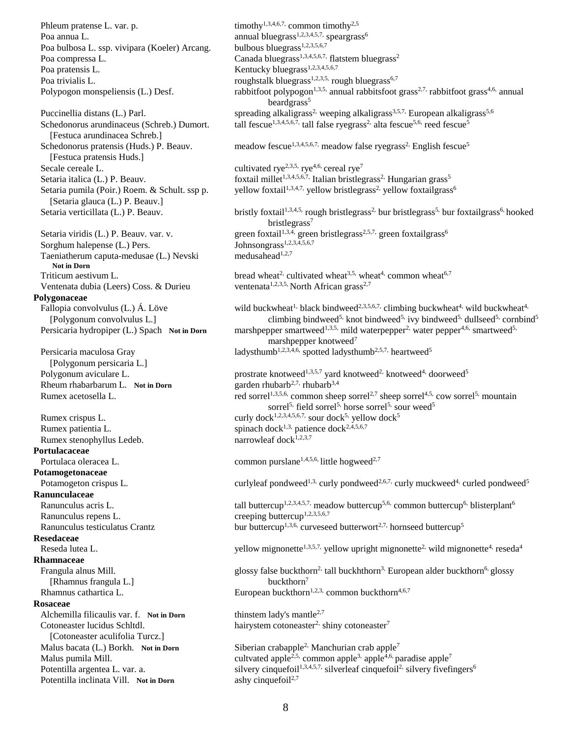| Scientific name | Common names |
|---|---|
| Phleum pratense L. var. p. | timothy[1,3,4,6,7,] common timothy[2,5] |
| Poa annua L. | annual bluegrass[1,2,3,4,5,7,] speargrass[6] |
| Poa bulbosa L. ssp. vivipara (Koeler) Arcang. | bulbous bluegrass[1,2,3,5,6,7] |
| Poa compressa L. | Canada bluegrass[1,3,4,5,6,7,] flatstem bluegrass[2] |
| Poa pratensis L. | Kentucky bluegrass[1,2,3,4,5,6,7] |
| Poa trivialis L. | roughstalk bluegrass[1,2,3,5,] rough bluegrass[6,7] |
| Polypogon monspeliensis (L.) Desf. | rabbitfoot polypogon[1,3,5,] annual rabbitsfoot grass[2,7,] rabbitfoot grass[4,6,] annual beardgrass[5] |
| Puccinellia distans (L.) Parl. | spreading alkaligrass[2,] weeping alkaligrass[3,5,7,] European alkaligrass[5,6] |
| Schedonorus arundinaceus (Schreb.) Dumort. [Festuca arundinacea Schreb.] | tall fescue[1,3,4,5,6,7,] tall false ryegrass[2,] alta fescue[5,6,] reed fescue[5] |
| Schedonorus pratensis (Huds.) P. Beauv. [Festuca pratensis Huds.] | meadow fescue[1,3,4,5,6,7,] meadow false ryegrass[2,] English fescue[5] |
| Secale cereale L. | cultivated rye[2,3,5,] rye[4,6,] cereal rye[7] |
| Setaria italica (L.) P. Beauv. | foxtail millet[1,3,4,5,6,7,] Italian bristlegrass[2,] Hungarian grass[5] |
| Setaria pumila (Poir.) Roem. & Schult. ssp p. [Setaria glauca (L.) P. Beauv.] | yellow foxtail[1,3,4,7,] yellow bristlegrass[2,] yellow foxtailgrass[6] |
| Setaria verticillata (L.) P. Beauv. | bristly foxtail[1,3,4,5,] rough bristlegrass[2,] bur bristlegrass[5,] bur foxtailgrass[6,] hooked bristlegrass[7] |
| Setaria viridis (L.) P. Beauv. var. v. | green foxtail[1,3,4,] green bristlegrass[2,5,7,] green foxtailgrass[6] |
| Sorghum halepense (L.) Pers. | Johnsongrass[1,2,3,4,5,6,7] |
| Taeniatherum caputa-medusae (L.) Nevski **Not in Dorn** | medusahead[1,2,7] |
| Triticum aestivum L. | bread wheat[2,] cultivated wheat[3,5,] wheat[4,] common wheat[6,7] |
| Ventenata dubia (Leers) Coss. & Durieu | ventenata[1,2,3,5,] North African grass[2,7] |
| **Polygonaceae** | |
| Fallopia convolvulus (L.) Á. Löve [Polygonum convolvulus L.] | wild buckwheat[1,] black bindweed[2,3,5,6,7,] climbing buckwheat[4,] wild buckwheat[4,] climbing bindweed[5,] knot bindweed[5,] ivy bindweed[5,] dullseed[5,] cornbind[5] |
| Persicaria hydropiper (L.) Spach **Not in Dorn** | marshpepper smartweed[1,3,5,] mild waterpepper[2,] water pepper[4,6,] smartweed[5,] marshpepper knotweed[7] |
| Persicaria maculosa Gray [Polygonum persicaria L.] | ladysthumb[1,2,3,4,6,] spotted ladysthumb[2,5,7,] heartweed[5] |
| Polygonum aviculare L. | prostrate knotweed[1,3,5,7] yard knotweed[2,] knotweed[4,] doorweed[5] |
| Rheum rhabarbarum L. **Not in Dorn** | garden rhubarb[2,7,] rhubarb[3,4] |
| Rumex acetosella L. | red sorrel[1,3,5,6,] common sheep sorrel[2,7] sheep sorrel[4,5,] cow sorrel[5,] mountain sorrel[5,] field sorrel[5,] horse sorrel[5,] sour weed[5] |
| Rumex crispus L. | curly dock[1,2,3,4,5,6,7,] sour dock[5,] yellow dock[5] |
| Rumex patientia L. | spinach dock[1,3,] patience dock[2,4,5,6,7] |
| Rumex stenophyllus Ledeb. | narrowleaf dock[1,2,3,7] |
| **Portulacaceae** | |
| Portulaca oleracea L. | common purslane[1,4,5,6,] little hogweed[2,7] |
| **Potamogetonaceae** | |
| Potamogeton crispus L. | curlyleaf pondweed[1,3,] curly pondweed[2,6,7,] curly muckweed[4,] curled pondweed[5] |
| **Ranunculaceae** | |
| Ranunculus acris L. | tall buttercup[1,2,3,4,5,7,] meadow buttercup[5,6,] common buttercup[6,] blisterplant[6] |
| Ranunculus repens L. | creeping buttercup[1,2,3,5,6,7] |
| Ranunculus testiculatus Crantz | bur buttercup[1,3,6,] curveseed butterwort[2,7,] hornseed buttercup[5] |
| **Resedaceae** | |
| Reseda lutea L. | yellow mignonette[1,3,5,7,] yellow upright mignonette[2,] wild mignonette[4,] reseda[4] |
| **Rhamnaceae** | |
| Frangula alnus Mill. [Rhamnus frangula L.] | glossy false buckthorn[2,] tall buckhthorn[3,] European alder buckthorn[6,] glossy buckthorn[7] |
| Rhamnus cathartica L. | European buckthorn[1,2,3,] common buckthorn[4,6,7] |
| **Rosaceae** | |
| Alchemilla filicaulis var. f. **Not in Dorn** | thinstem lady's mantle[2,7] |
| Cotoneaster lucidus Schltdl. [Cotoneaster aculifolia Turcz.] | hairystem cotoneaster[2,] shiny cotoneaster[7] |
| Malus bacata (L.) Borkh. **Not in Dorn** | Siberian crabapple[2,] Manchurian crab apple[7] |
| Malus pumila Mill. | cultvated apple[2,5,] common apple[3,] apple[4,6,] paradise apple[7] |
| Potentilla argentea L. var. a. | silvery cinquefoil[1,3,4,5,7,] silverleaf cinquefoil[2,] silvery fivefingers[6] |
| Potentilla inclinata Vill. **Not in Dorn** | ashy cinquefoil[2,7] |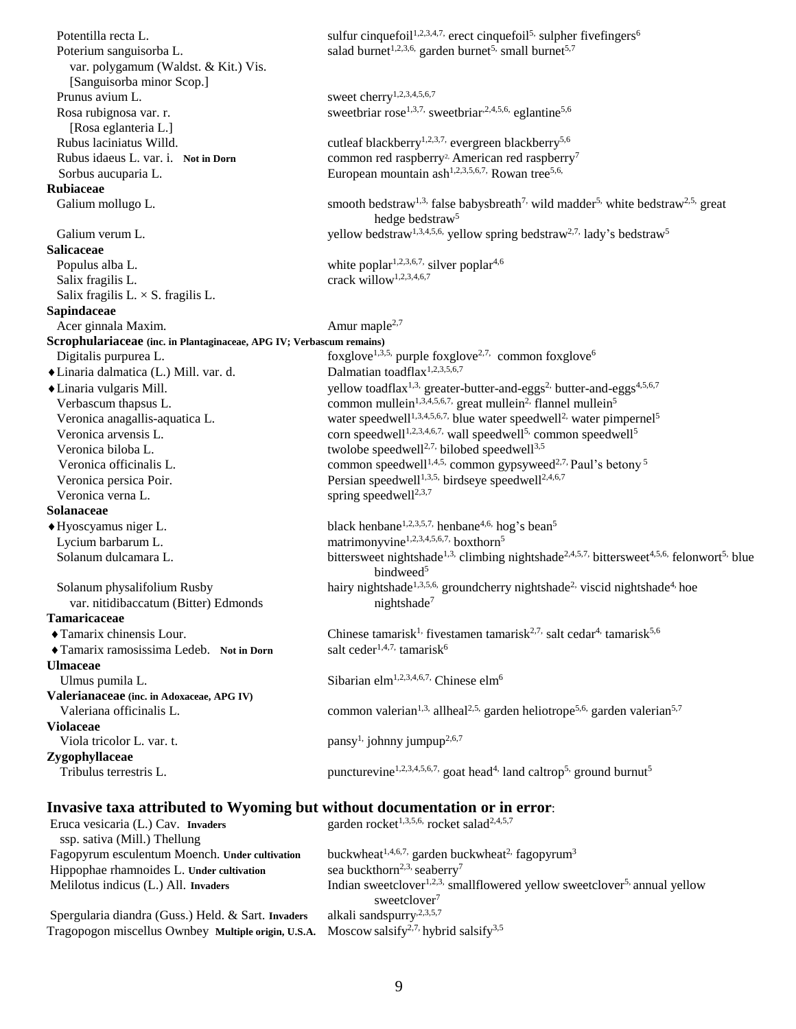| | |
|---|---|
| Potentilla recta L. | sulfur cinquefoil[1,2,3,4,7,] erect cinquefoil[5,] sulpher fivefingers[6] |
| Poterium sanguisorba L. var. polygamum (Waldst. & Kit.) Vis. [Sanguisorba minor Scop.] | salad burnet[1,2,3,6,] garden burnet[5,] small burnet[5,7] |
| Prunus avium L. | sweet cherry[1,2,3,4,5,6,7] |
| Rosa rubignosa var. r. [Rosa eglanteria L.] | sweetbriar rose[1,3,7,] sweetbriar[,2,4,5,6,] eglantine[5,6] |
| Rubus laciniatus Willd. | cutleaf blackberry[1,2,3,7,] evergreen blackberry[5,6] |
| Rubus idaeus L. var. i. **Not in Dorn** | common red raspberry[2,] American red raspberry[7] |
| Sorbus aucuparia L. | European mountain ash[1,2,3,5,6,7,] Rowan tree[5,6,] |
| **Rubiaceae** | |
| Galium mollugo L. | smooth bedstraw[1,3,] false babysbreath[7,] wild madder[5,] white bedstraw[2,5,] great hedge bedstraw[5] |
| Galium verum L. | yellow bedstraw[1,3,4,5,6,] yellow spring bedstraw[2,7,] lady's bedstraw[5] |
| **Salicaceae** | |
| Populus alba L. | white poplar[1,2,3,6,7,] silver poplar[4,6] |
| Salix fragilis L. | crack willow[1,2,3,4,6,7] |
| Salix fragilis L. × S. fragilis L. | |
| **Sapindaceae** | |
| Acer ginnala Maxim. | Amur maple[2,7] |
| **Scrophulariaceae (inc. in Plantaginaceae, APG IV; Verbascum remains)** | |
| Digitalis purpurea L. | foxglove[1,3,5,] purple foxglove[2,7,] common foxglove[6] |
| ♦Linaria dalmatica (L.) Mill. var. d. | Dalmatian toadflax[1,2,3,5,6,7] |
| ♦Linaria vulgaris Mill. | yellow toadflax[1,3,] greater-butter-and-eggs[2,] butter-and-eggs[4,5,6,7] |
| Verbascum thapsus L. | common mullein[1,3,4,5,6,7,] great mullein[2,] flannel mullein[5] |
| Veronica anagallis-aquatica L. | water speedwell[1,3,4,5,6,7,] blue water speedwell[2,] water pimpernel[5] |
| Veronica arvensis L. | corn speedwell[1,2,3,4,6,7,] wall speedwell[5,] common speedwell[5] |
| Veronica biloba L. | twolobe speedwell[2,7,] bilobed speedwell[3,5] |
| Veronica officinalis L. | common speedwell[1,4,5,] common gypsyweed[2,7,] Paul's betony[5] |
| Veronica persica Poir. | Persian speedwell[1,3,5,] birdseye speedwell[2,4,6,7] |
| Veronica verna L. | spring speedwell[2,3,7] |
| **Solanaceae** | |
| ♦Hyoscyamus niger L. | black henbane[1,2,3,5,7,] henbane[4,6,] hog's bean[5] |
| Lycium barbarum L. | matrimonyvine[1,2,3,4,5,6,7,] boxthorn[5] |
| Solanum dulcamara L. | bittersweet nightshade[1,3,] climbing nightshade[2,4,5,7,] bittersweet[4,5,6,] felonwort[5,] blue bindweed[5] |
| Solanum physalifolium Rusby var. nitidibaccatum (Bitter) Edmonds | hairy nightshade[1,3,5,6,] groundcherry nightshade[2,] viscid nightshade[4,] hoe nightshade[7] |
| **Tamaricaceae** | |
| ♦Tamarix chinensis Lour. | Chinese tamarisk[1,] fivestamen tamarisk[2,7,] salt cedar[4,] tamarisk[5,6] |
| ♦Tamarix ramosissima Ledeb. **Not in Dorn** | salt ceder[1,4,7,] tamarisk[6] |
| **Ulmaceae** | |
| Ulmus pumila L. | Sibarian elm[1,2,3,4,6,7,] Chinese elm[6] |
| **Valerianaceae (inc. in Adoxaceae, APG IV)** | |
| Valeriana officinalis L. | common valerian[1,3,] allheal[2,5,] garden heliotrope[5,6,] garden valerian[5,7] |
| **Violaceae** | |
| Viola tricolor L. var. t. | pansy[1,] johnny jumpup[2,6,7] |
| **Zygophyllaceae** | |
| Tribulus terrestris L. | puncturevine[1,2,3,4,5,6,7,] goat head[4,] land caltrop[5,] ground burnut[5] |

## Invasive taxa attributed to Wyoming but without documentation or in error:

| | |
|---|---|
| Eruca vesicaria (L.) Cav. **Invaders** ssp. sativa (Mill.) Thellung | garden rocket[1,3,5,6,] rocket salad[2,4,5,7] |
| Fagopyrum esculentum Moench. **Under cultivation** | buckwheat[1,4,6,7,] garden buckwheat[2,] fagopyrum[3] |
| Hippophae rhamnoides L. **Under cultivation** | sea buckthorn[2,3,] seaberry[7] |
| Melilotus indicus (L.) All. **Invaders** | Indian sweetclover[1,2,3,] smallflowered yellow sweetclover[5,] annual yellow sweetclover[7] |
| Spergularia diandra (Guss.) Held. & Sart. **Invaders** | alkali sandspurry[,2,3,5,7] |
| Tragopogon miscellus Ownbey **Multiple origin, U.S.A.** | Moscow salsify[2,7,] hybrid salsify[3,5] |